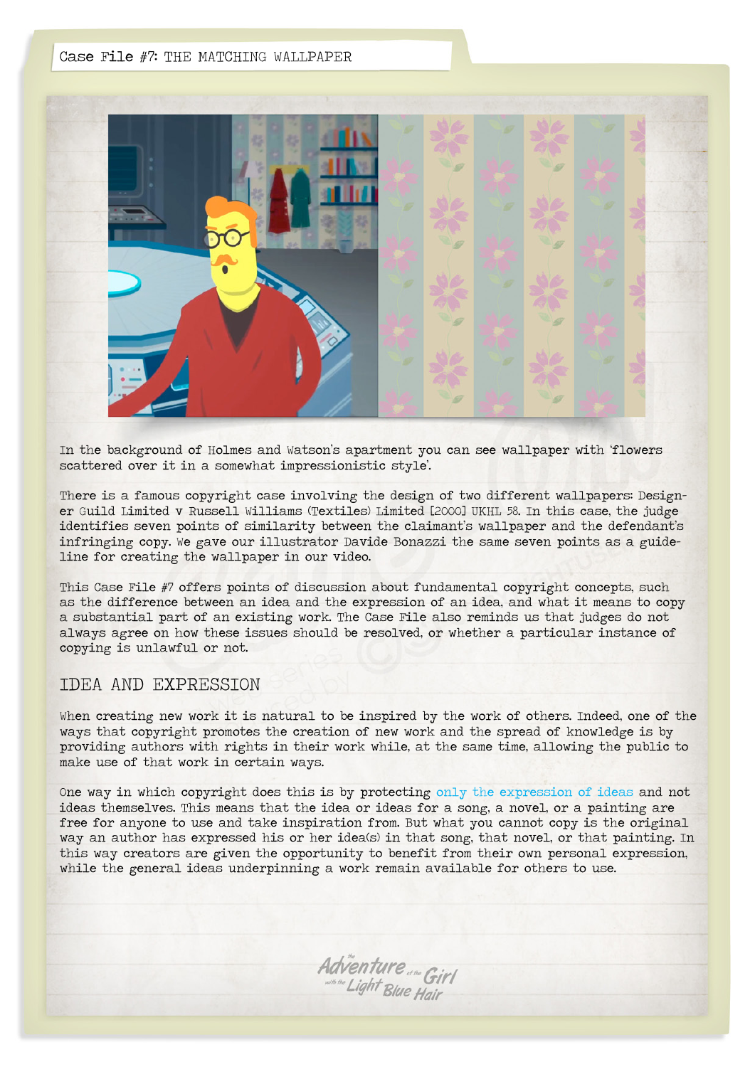# Case File #7: THE MATCHING WALLPAPER

In the background of Holmes and Watson's apartment you can see wallpaper with 'flowers scattered over it in a somewhat impressionistic style'.

There is a famous copyright case involving the design of two different wallpapers: Designer Guild Limited v Russell Williams (Textiles) Limited [2000] UKHL 58. In this case, the judge identifies seven points of similarity between the claimant's wallpaper and the defendant's infringing copy. We gave our illustrator Davide Bonazzi the same seven points as a guideline for creating the wallpaper in our video.

This Case File #7 offers points of discussion about fundamental copyright concepts, such as the difference between an idea and the expression of an idea, and what it means to copy a substantial part of an existing work. The Case File also reminds us that judges do not always agree on how these issues should be resolved, or whether a particular instance of copying is unlawful or not.

## IDEA AND EXPRESSION

When creating new work it is natural to be inspired by the work of others. Indeed, one of the ways that copyright promotes the creation of new work and the spread of knowledge is by providing authors with rights in their work while, at the same time, allowing the public to make use of that work in certain ways.

One way in which copyright does this is by protecting only the expression of ideas and not ideas themselves. This means that the idea or ideas for a song, a novel, or a painting are free for anyone to use and take inspiration from. But what you cannot copy is the original way an author has expressed his or her idea(s) in that song, that novel, or that painting. In this way creators are given the opportunity to benefit from their own personal expression, while the general ideas underpinning a work remain available for others to use.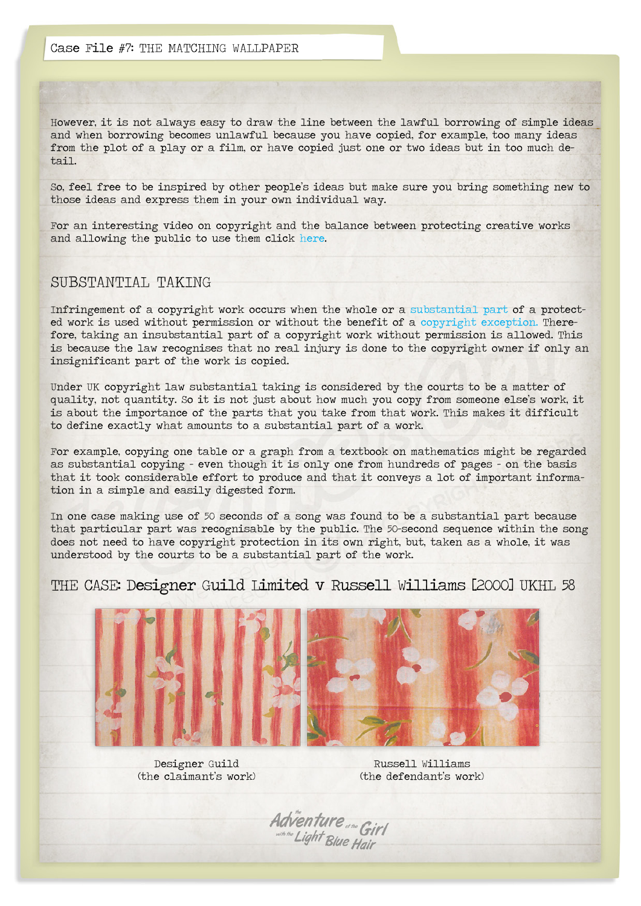Case File #7: THE MATCHING WALLPAPER

However, it is not always easy to draw the line between the lawful borrowing of simple ideas and when borrowing becomes unlawful because you have copied, for example, too many ideas from the plot of a play or a film, or have copied just one or two ideas but in too much detail.

So, feel free to be inspired by other people's ideas but make sure you bring something new to those ideas and express them in your own individual way.

For an interesting video on copyright and the balance between protecting creative works and allowing the public to use them click here.

## SUBSTANTIAL TAKING

Infringement of a copyright work occurs when the whole or a substantial part of a protected work is used without permission or without the benefit of a copyright exception. Therefore, taking an insubstantial part of a copyright work without permission is allowed. This is because the law recognises that no real injury is done to the copyright owner if only an insignificant part of the work is copied.

Under UK copyright law substantial taking is considered by the courts to be a matter of quality, not quantity. So it is not just about how much you copy from someone else's work, it is about the importance of the parts that you take from that work. This makes it difficult to define exactly what amounts to a substantial part of a work.

For example, copying one table or a graph from a textbook on mathematics might be regarded as substantial copying - even though it is only one from hundreds of pages - on the basis that it took considerable effort to produce and that it conveys a lot of important information in a simple and easily digested form.

In one case making use of 50 seconds of a song was found to be a substantial part because that particular part was recognisable by the public. The 50-second sequence within the song does not need to have copyright protection in its own right, but, taken as a whole, it was understood by the courts to be a substantial part of the work.

## THE CASE: Designer Guild Limited v Russell Williams [2000] UKHL 58

Designer Guild
(the claimant's work)

Russell Williams
(the defendant's work)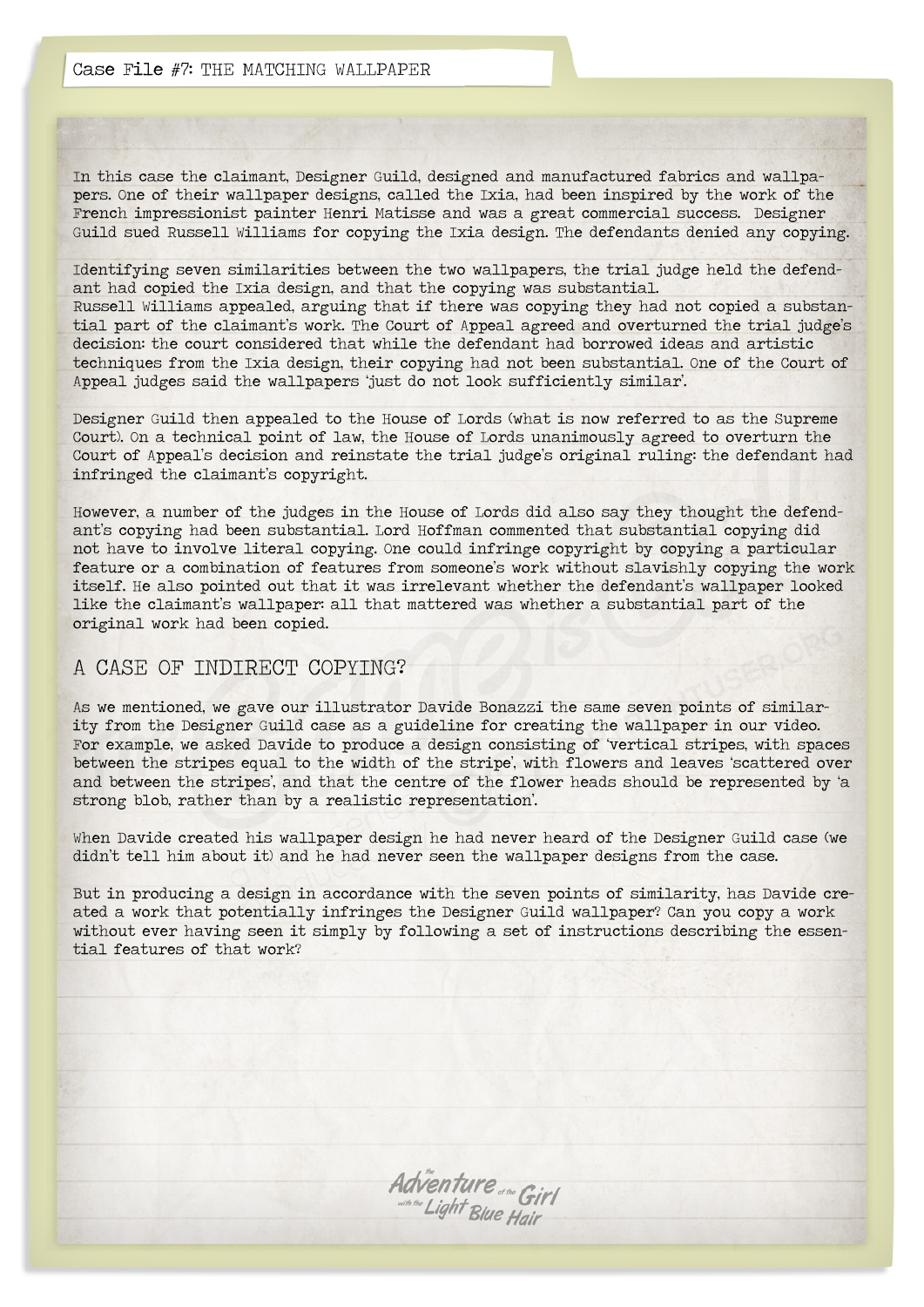Case File #7: THE MATCHING WALLPAPER

In this case the claimant, Designer Guild, designed and manufactured fabrics and wallpapers. One of their wallpaper designs, called the Ixia, had been inspired by the work of the French impressionist painter Henri Matisse and was a great commercial success. Designer Guild sued Russell Williams for copying the Ixia design. The defendants denied any copying.

Identifying seven similarities between the two wallpapers, the trial judge held the defendant had copied the Ixia design, and that the copying was substantial.
Russell Williams appealed, arguing that if there was copying they had not copied a substantial part of the claimant's work. The Court of Appeal agreed and overturned the trial judge's decision: the court considered that while the defendant had borrowed ideas and artistic techniques from the Ixia design, their copying had not been substantial. One of the Court of Appeal judges said the wallpapers 'just do not look sufficiently similar'.

Designer Guild then appealed to the House of Lords (what is now referred to as the Supreme Court). On a technical point of law, the House of Lords unanimously agreed to overturn the Court of Appeal's decision and reinstate the trial judge's original ruling: the defendant had infringed the claimant's copyright.

However, a number of the judges in the House of Lords did also say they thought the defendant's copying had been substantial. Lord Hoffman commented that substantial copying did not have to involve literal copying. One could infringe copyright by copying a particular feature or a combination of features from someone's work without slavishly copying the work itself. He also pointed out that it was irrelevant whether the defendant's wallpaper looked like the claimant's wallpaper: all that mattered was whether a substantial part of the original work had been copied.

## A CASE OF INDIRECT COPYING?

As we mentioned, we gave our illustrator Davide Bonazzi the same seven points of similarity from the Designer Guild case as a guideline for creating the wallpaper in our video. For example, we asked Davide to produce a design consisting of 'vertical stripes, with spaces between the stripes equal to the width of the stripe', with flowers and leaves 'scattered over and between the stripes', and that the centre of the flower heads should be represented by 'a strong blob, rather than by a realistic representation'.

When Davide created his wallpaper design he had never heard of the Designer Guild case (we didn't tell him about it) and he had never seen the wallpaper designs from the case.

But in producing a design in accordance with the seven points of similarity, has Davide created a work that potentially infringes the Designer Guild wallpaper? Can you copy a work without ever having seen it simply by following a set of instructions describing the essential features of that work?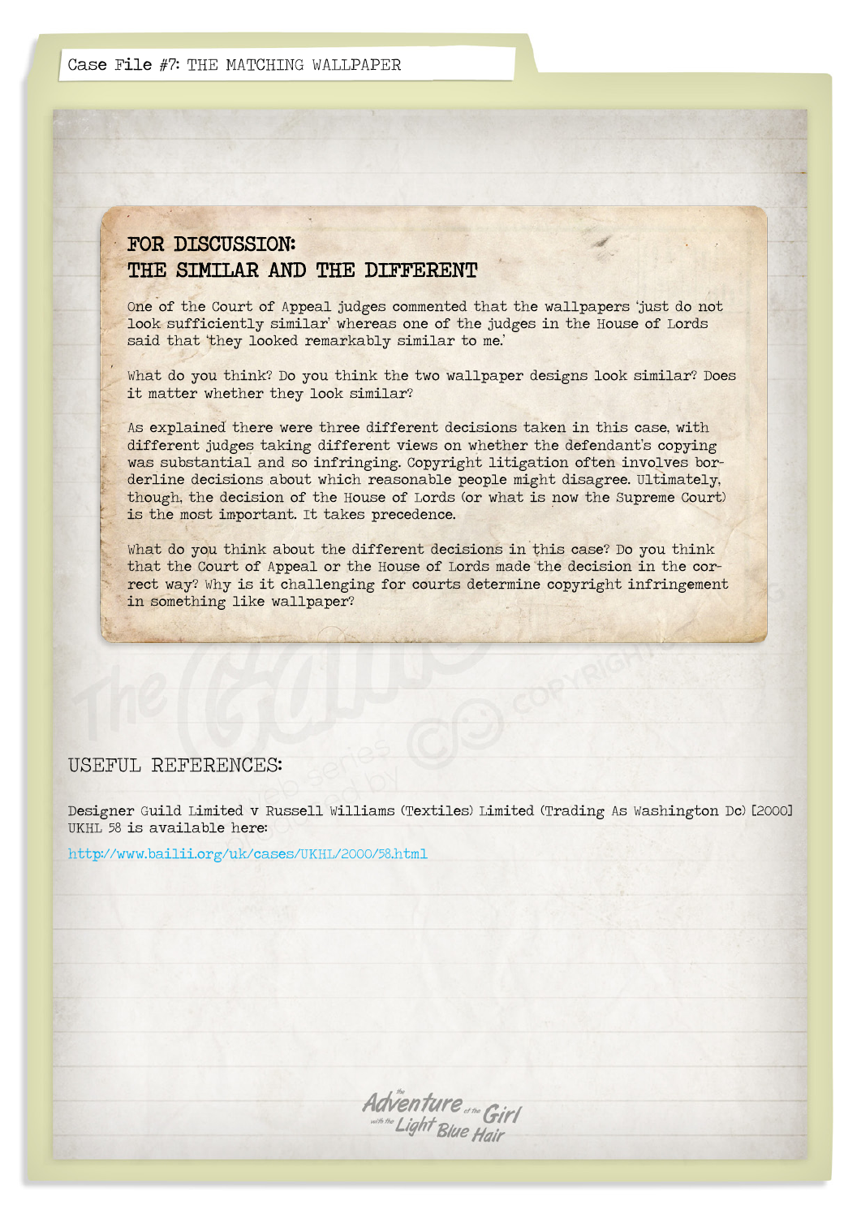Case File #7: THE MATCHING WALLPAPER

## FOR DISCUSSION: THE SIMILAR AND THE DIFFERENT

One of the Court of Appeal judges commented that the wallpapers 'just do not look sufficiently similar' whereas one of the judges in the House of Lords said that 'they looked remarkably similar to me.'

What do you think? Do you think the two wallpaper designs look similar? Does it matter whether they look similar?

As explained there were three different decisions taken in this case, with different judges taking different views on whether the defendant's copying was substantial and so infringing. Copyright litigation often involves borderline decisions about which reasonable people might disagree. Ultimately, though, the decision of the House of Lords (or what is now the Supreme Court) is the most important. It takes precedence.

What do you think about the different decisions in this case? Do you think that the Court of Appeal or the House of Lords made the decision in the correct way? Why is it challenging for courts determine copyright infringement in something like wallpaper?

USEFUL REFERENCES:

Designer Guild Limited v Russell Williams (Textiles) Limited (Trading As Washington Dc) [2000] UKHL 58 is available here:

http://www.bailii.org/uk/cases/UKHL/2000/58.html